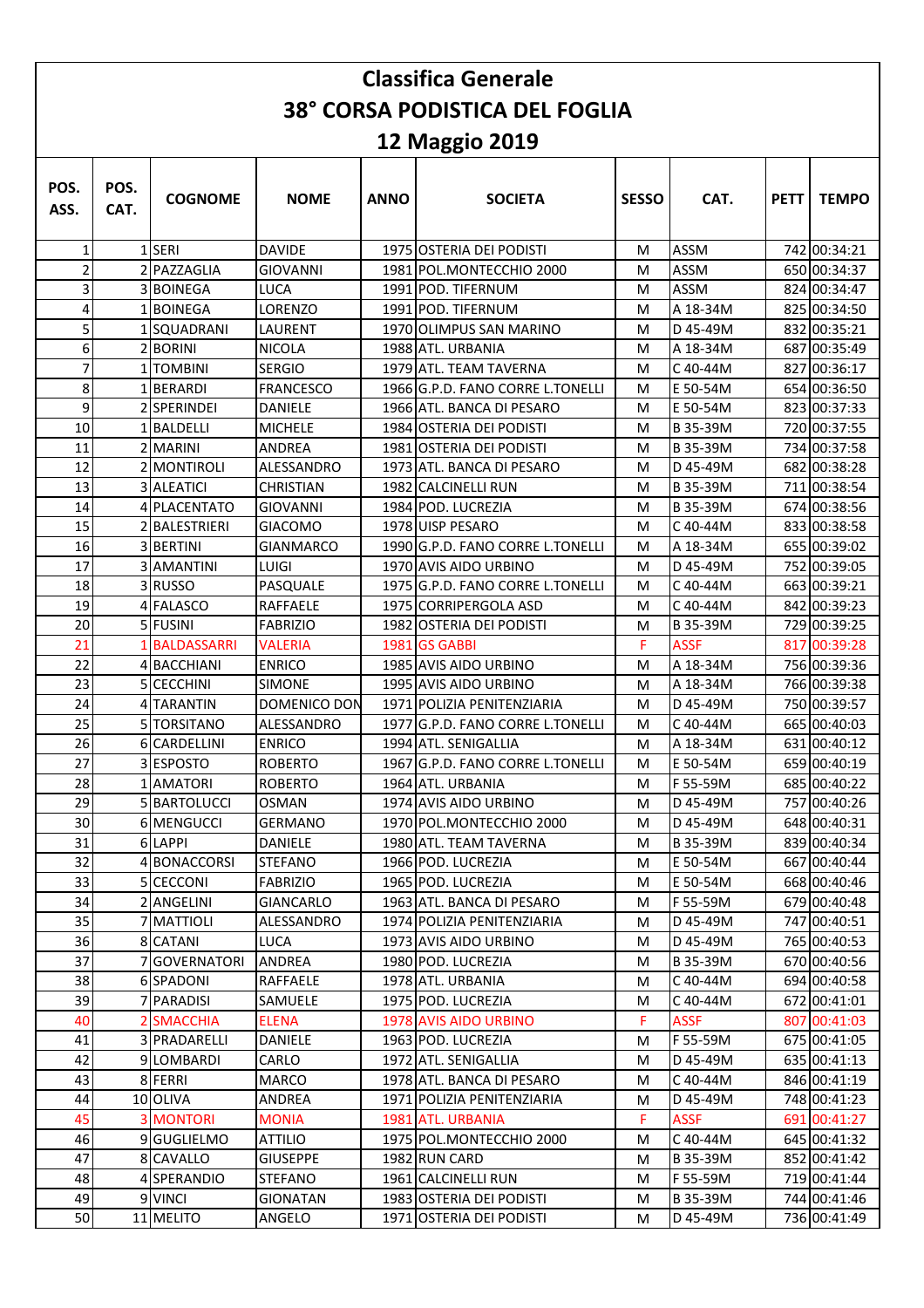# Classifica Generale
## 38° CORSA PODISTICA DEL FOGLIA
## 12 Maggio 2019

| POS. ASS. | POS. CAT. | COGNOME | NOME | ANNO | SOCIETA | SESSO | CAT. | PETT | TEMPO |
|---|---|---|---|---|---|---|---|---|---|
| 1 | 1 | SERI | DAVIDE | 1975 | OSTERIA DEI PODISTI | M | ASSM | 742 | 00:34:21 |
| 2 | 2 | PAZZAGLIA | GIOVANNI | 1981 | POL.MONTECCHIO 2000 | M | ASSM | 650 | 00:34:37 |
| 3 | 3 | BOINEGA | LUCA | 1991 | POD. TIFERNUM | M | ASSM | 824 | 00:34:47 |
| 4 | 1 | BOINEGA | LORENZO | 1991 | POD. TIFERNUM | M | A 18-34M | 825 | 00:34:50 |
| 5 | 1 | SQUADRANI | LAURENT | 1970 | OLIMPUS SAN MARINO | M | D 45-49M | 832 | 00:35:21 |
| 6 | 2 | BORINI | NICOLA | 1988 | ATL. URBANIA | M | A 18-34M | 687 | 00:35:49 |
| 7 | 1 | TOMBINI | SERGIO | 1979 | ATL. TEAM TAVERNA | M | C 40-44M | 827 | 00:36:17 |
| 8 | 1 | BERARDI | FRANCESCO | 1966 | G.P.D. FANO CORRE L.TONELLI | M | E 50-54M | 654 | 00:36:50 |
| 9 | 2 | SPERINDEI | DANIELE | 1966 | ATL. BANCA DI PESARO | M | E 50-54M | 823 | 00:37:33 |
| 10 | 1 | BALDELLI | MICHELE | 1984 | OSTERIA DEI PODISTI | M | B 35-39M | 720 | 00:37:55 |
| 11 | 2 | MARINI | ANDREA | 1981 | OSTERIA DEI PODISTI | M | B 35-39M | 734 | 00:37:58 |
| 12 | 2 | MONTIROLI | ALESSANDRO | 1973 | ATL. BANCA DI PESARO | M | D 45-49M | 682 | 00:38:28 |
| 13 | 3 | ALEATICI | CHRISTIAN | 1982 | CALCINELLI RUN | M | B 35-39M | 711 | 00:38:54 |
| 14 | 4 | PLACENTATO | GIOVANNI | 1984 | POD. LUCREZIA | M | B 35-39M | 674 | 00:38:56 |
| 15 | 2 | BALESTRIERI | GIACOMO | 1978 | UISP PESARO | M | C 40-44M | 833 | 00:38:58 |
| 16 | 3 | BERTINI | GIANMARCO | 1990 | G.P.D. FANO CORRE L.TONELLI | M | A 18-34M | 655 | 00:39:02 |
| 17 | 3 | AMANTINI | LUIGI | 1970 | AVIS AIDO URBINO | M | D 45-49M | 752 | 00:39:05 |
| 18 | 3 | RUSSO | PASQUALE | 1975 | G.P.D. FANO CORRE L.TONELLI | M | C 40-44M | 663 | 00:39:21 |
| 19 | 4 | FALASCO | RAFFAELE | 1975 | CORRIPERGOLA ASD | M | C 40-44M | 842 | 00:39:23 |
| 20 | 5 | FUSINI | FABRIZIO | 1982 | OSTERIA DEI PODISTI | M | B 35-39M | 729 | 00:39:25 |
| 21 | 1 | BALDASSARRI | VALERIA | 1981 | GS GABBI | F | ASSF | 817 | 00:39:28 |
| 22 | 4 | BACCHIANI | ENRICO | 1985 | AVIS AIDO URBINO | M | A 18-34M | 756 | 00:39:36 |
| 23 | 5 | CECCHINI | SIMONE | 1995 | AVIS AIDO URBINO | M | A 18-34M | 766 | 00:39:38 |
| 24 | 4 | TARANTIN | DOMENICO DON | 1971 | POLIZIA PENITENZIARIA | M | D 45-49M | 750 | 00:39:57 |
| 25 | 5 | TORSITANO | ALESSANDRO | 1977 | G.P.D. FANO CORRE L.TONELLI | M | C 40-44M | 665 | 00:40:03 |
| 26 | 6 | CARDELLINI | ENRICO | 1994 | ATL. SENIGALLIA | M | A 18-34M | 631 | 00:40:12 |
| 27 | 3 | ESPOSTO | ROBERTO | 1967 | G.P.D. FANO CORRE L.TONELLI | M | E 50-54M | 659 | 00:40:19 |
| 28 | 1 | AMATORI | ROBERTO | 1964 | ATL. URBANIA | M | F 55-59M | 685 | 00:40:22 |
| 29 | 5 | BARTOLUCCI | OSMAN | 1974 | AVIS AIDO URBINO | M | D 45-49M | 757 | 00:40:26 |
| 30 | 6 | MENGUCCI | GERMANO | 1970 | POL.MONTECCHIO 2000 | M | D 45-49M | 648 | 00:40:31 |
| 31 | 6 | LAPPI | DANIELE | 1980 | ATL. TEAM TAVERNA | M | B 35-39M | 839 | 00:40:34 |
| 32 | 4 | BONACCORSI | STEFANO | 1966 | POD. LUCREZIA | M | E 50-54M | 667 | 00:40:44 |
| 33 | 5 | CECCONI | FABRIZIO | 1965 | POD. LUCREZIA | M | E 50-54M | 668 | 00:40:46 |
| 34 | 2 | ANGELINI | GIANCARLO | 1963 | ATL. BANCA DI PESARO | M | F 55-59M | 679 | 00:40:48 |
| 35 | 7 | MATTIOLI | ALESSANDRO | 1974 | POLIZIA PENITENZIARIA | M | D 45-49M | 747 | 00:40:51 |
| 36 | 8 | CATANI | LUCA | 1973 | AVIS AIDO URBINO | M | D 45-49M | 765 | 00:40:53 |
| 37 | 7 | GOVERNATORI | ANDREA | 1980 | POD. LUCREZIA | M | B 35-39M | 670 | 00:40:56 |
| 38 | 6 | SPADONI | RAFFAELE | 1978 | ATL. URBANIA | M | C 40-44M | 694 | 00:40:58 |
| 39 | 7 | PARADISI | SAMUELE | 1975 | POD. LUCREZIA | M | C 40-44M | 672 | 00:41:01 |
| 40 | 2 | SMACCHIA | ELENA | 1978 | AVIS AIDO URBINO | F | ASSF | 807 | 00:41:03 |
| 41 | 3 | PRADARELLI | DANIELE | 1963 | POD. LUCREZIA | M | F 55-59M | 675 | 00:41:05 |
| 42 | 9 | LOMBARDI | CARLO | 1972 | ATL. SENIGALLIA | M | D 45-49M | 635 | 00:41:13 |
| 43 | 8 | FERRI | MARCO | 1978 | ATL. BANCA DI PESARO | M | C 40-44M | 846 | 00:41:19 |
| 44 | 10 | OLIVA | ANDREA | 1971 | POLIZIA PENITENZIARIA | M | D 45-49M | 748 | 00:41:23 |
| 45 | 3 | MONTORI | MONIA | 1981 | ATL. URBANIA | F | ASSF | 691 | 00:41:27 |
| 46 | 9 | GUGLIELMO | ATTILIO | 1975 | POL.MONTECCHIO 2000 | M | C 40-44M | 645 | 00:41:32 |
| 47 | 8 | CAVALLO | GIUSEPPE | 1982 | RUN CARD | M | B 35-39M | 852 | 00:41:42 |
| 48 | 4 | SPERANDIO | STEFANO | 1961 | CALCINELLI RUN | M | F 55-59M | 719 | 00:41:44 |
| 49 | 9 | VINCI | GIONATAN | 1983 | OSTERIA DEI PODISTI | M | B 35-39M | 744 | 00:41:46 |
| 50 | 11 | MELITO | ANGELO | 1971 | OSTERIA DEI PODISTI | M | D 45-49M | 736 | 00:41:49 |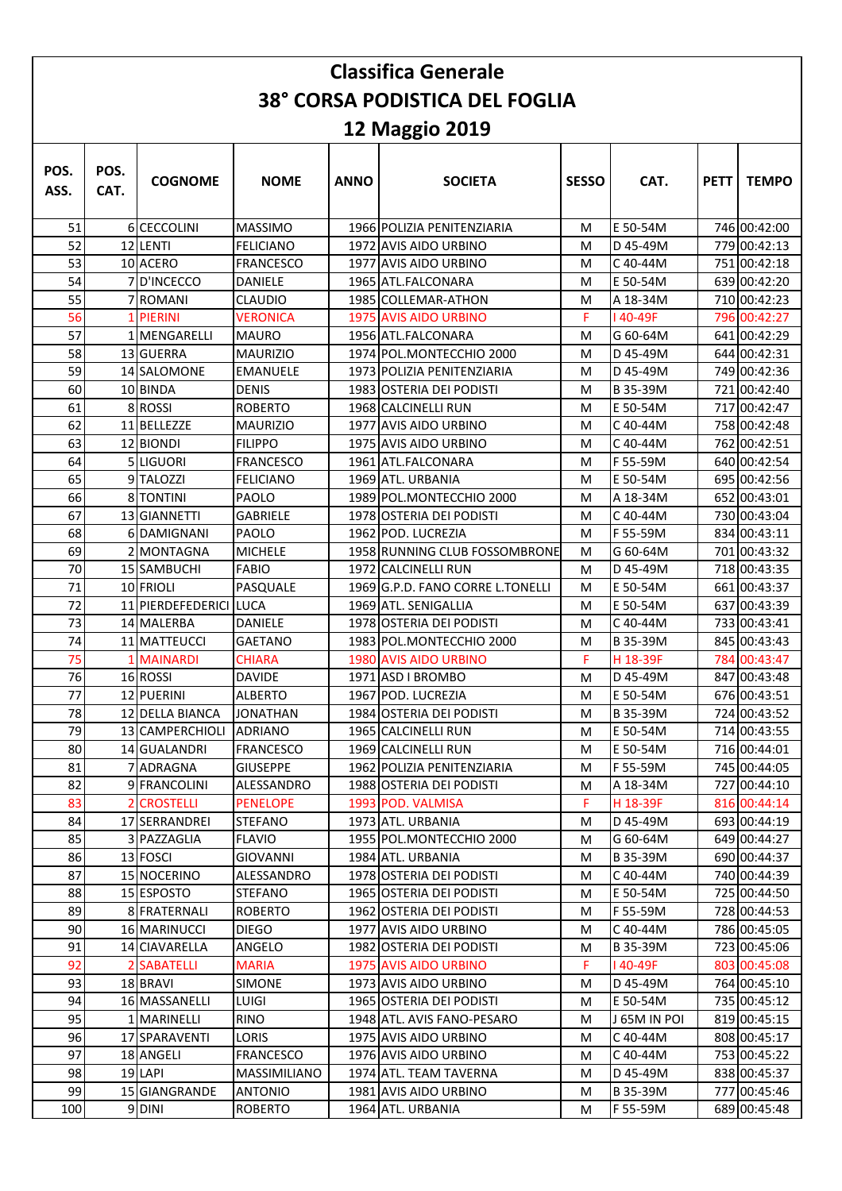# Classifica Generale
# 38° CORSA PODISTICA DEL FOGLIA
# 12 Maggio 2019

| POS. ASS. | POS. CAT. | COGNOME | NOME | ANNO | SOCIETA | SESSO | CAT. | PETT | TEMPO |
|---|---|---|---|---|---|---|---|---|---|
| 51 | 6 | CECCOLINI | MASSIMO | 1966 | POLIZIA PENITENZIARIA | M | E 50-54M | 746 | 00:42:00 |
| 52 | 12 | LENTI | FELICIANO | 1972 | AVIS AIDO URBINO | M | D 45-49M | 779 | 00:42:13 |
| 53 | 10 | ACERO | FRANCESCO | 1977 | AVIS AIDO URBINO | M | C 40-44M | 751 | 00:42:18 |
| 54 | 7 | D'INCECCO | DANIELE | 1965 | ATL.FALCONARA | M | E 50-54M | 639 | 00:42:20 |
| 55 | 7 | ROMANI | CLAUDIO | 1985 | COLLEMAR-ATHON | M | A 18-34M | 710 | 00:42:23 |
| 56 | 1 | PIERINI | VERONICA | 1975 | AVIS AIDO URBINO | F | I 40-49F | 796 | 00:42:27 |
| 57 | 1 | MENGARELLI | MAURO | 1956 | ATL.FALCONARA | M | G 60-64M | 641 | 00:42:29 |
| 58 | 13 | GUERRA | MAURIZIO | 1974 | POL.MONTECCHIO 2000 | M | D 45-49M | 644 | 00:42:31 |
| 59 | 14 | SALOMONE | EMANUELE | 1973 | POLIZIA PENITENZIARIA | M | D 45-49M | 749 | 00:42:36 |
| 60 | 10 | BINDA | DENIS | 1983 | OSTERIA DEI PODISTI | M | B 35-39M | 721 | 00:42:40 |
| 61 | 8 | ROSSI | ROBERTO | 1968 | CALCINELLI RUN | M | E 50-54M | 717 | 00:42:47 |
| 62 | 11 | BELLEZZE | MAURIZIO | 1977 | AVIS AIDO URBINO | M | C 40-44M | 758 | 00:42:48 |
| 63 | 12 | BIONDI | FILIPPO | 1975 | AVIS AIDO URBINO | M | C 40-44M | 762 | 00:42:51 |
| 64 | 5 | LIGUORI | FRANCESCO | 1961 | ATL.FALCONARA | M | F 55-59M | 640 | 00:42:54 |
| 65 | 9 | TALOZZI | FELICIANO | 1969 | ATL. URBANIA | M | E 50-54M | 695 | 00:42:56 |
| 66 | 8 | TONTINI | PAOLO | 1989 | POL.MONTECCHIO 2000 | M | A 18-34M | 652 | 00:43:01 |
| 67 | 13 | GIANNETTI | GABRIELE | 1978 | OSTERIA DEI PODISTI | M | C 40-44M | 730 | 00:43:04 |
| 68 | 6 | DAMIGNANI | PAOLO | 1962 | POD. LUCREZIA | M | F 55-59M | 834 | 00:43:11 |
| 69 | 2 | MONTAGNA | MICHELE | 1958 | RUNNING CLUB FOSSOMBRONE | M | G 60-64M | 701 | 00:43:32 |
| 70 | 15 | SAMBUCHI | FABIO | 1972 | CALCINELLI RUN | M | D 45-49M | 718 | 00:43:35 |
| 71 | 10 | FRIOLI | PASQUALE | 1969 | G.P.D. FANO CORRE L.TONELLI | M | E 50-54M | 661 | 00:43:37 |
| 72 | 11 | PIERDEFEDERICI | LUCA | 1969 | ATL. SENIGALLIA | M | E 50-54M | 637 | 00:43:39 |
| 73 | 14 | MALERBA | DANIELE | 1978 | OSTERIA DEI PODISTI | M | C 40-44M | 733 | 00:43:41 |
| 74 | 11 | MATTEUCCI | GAETANO | 1983 | POL.MONTECCHIO 2000 | M | B 35-39M | 845 | 00:43:43 |
| 75 | 1 | MAINARDI | CHIARA | 1980 | AVIS AIDO URBINO | F | H 18-39F | 784 | 00:43:47 |
| 76 | 16 | ROSSI | DAVIDE | 1971 | ASD I BROMBO | M | D 45-49M | 847 | 00:43:48 |
| 77 | 12 | PUERINI | ALBERTO | 1967 | POD. LUCREZIA | M | E 50-54M | 676 | 00:43:51 |
| 78 | 12 | DELLA BIANCA | JONATHAN | 1984 | OSTERIA DEI PODISTI | M | B 35-39M | 724 | 00:43:52 |
| 79 | 13 | CAMPERCHIOLI | ADRIANO | 1965 | CALCINELLI RUN | M | E 50-54M | 714 | 00:43:55 |
| 80 | 14 | GUALANDRI | FRANCESCO | 1969 | CALCINELLI RUN | M | E 50-54M | 716 | 00:44:01 |
| 81 | 7 | ADRAGNA | GIUSEPPE | 1962 | POLIZIA PENITENZIARIA | M | F 55-59M | 745 | 00:44:05 |
| 82 | 9 | FRANCOLINI | ALESSANDRO | 1988 | OSTERIA DEI PODISTI | M | A 18-34M | 727 | 00:44:10 |
| 83 | 2 | CROSTELLI | PENELOPE | 1993 | POD. VALMISA | F | H 18-39F | 816 | 00:44:14 |
| 84 | 17 | SERRANDREI | STEFANO | 1973 | ATL. URBANIA | M | D 45-49M | 693 | 00:44:19 |
| 85 | 3 | PAZZAGLIA | FLAVIO | 1955 | POL.MONTECCHIO 2000 | M | G 60-64M | 649 | 00:44:27 |
| 86 | 13 | FOSCI | GIOVANNI | 1984 | ATL. URBANIA | M | B 35-39M | 690 | 00:44:37 |
| 87 | 15 | NOCERINO | ALESSANDRO | 1978 | OSTERIA DEI PODISTI | M | C 40-44M | 740 | 00:44:39 |
| 88 | 15 | ESPOSTO | STEFANO | 1965 | OSTERIA DEI PODISTI | M | E 50-54M | 725 | 00:44:50 |
| 89 | 8 | FRATERNALI | ROBERTO | 1962 | OSTERIA DEI PODISTI | M | F 55-59M | 728 | 00:44:53 |
| 90 | 16 | MARINUCCI | DIEGO | 1977 | AVIS AIDO URBINO | M | C 40-44M | 786 | 00:45:05 |
| 91 | 14 | CIAVARELLA | ANGELO | 1982 | OSTERIA DEI PODISTI | M | B 35-39M | 723 | 00:45:06 |
| 92 | 2 | SABATELLI | MARIA | 1975 | AVIS AIDO URBINO | F | I 40-49F | 803 | 00:45:08 |
| 93 | 18 | BRAVI | SIMONE | 1973 | AVIS AIDO URBINO | M | D 45-49M | 764 | 00:45:10 |
| 94 | 16 | MASSANELLI | LUIGI | 1965 | OSTERIA DEI PODISTI | M | E 50-54M | 735 | 00:45:12 |
| 95 | 1 | MARINELLI | RINO | 1948 | ATL. AVIS FANO-PESARO | M | J 65M IN POI | 819 | 00:45:15 |
| 96 | 17 | SPARAVENTI | LORIS | 1975 | AVIS AIDO URBINO | M | C 40-44M | 808 | 00:45:17 |
| 97 | 18 | ANGELI | FRANCESCO | 1976 | AVIS AIDO URBINO | M | C 40-44M | 753 | 00:45:22 |
| 98 | 19 | LAPI | MASSIMILIANO | 1974 | ATL. TEAM TAVERNA | M | D 45-49M | 838 | 00:45:37 |
| 99 | 15 | GIANGRANDE | ANTONIO | 1981 | AVIS AIDO URBINO | M | B 35-39M | 777 | 00:45:46 |
| 100 | 9 | DINI | ROBERTO | 1964 | ATL. URBANIA | M | F 55-59M | 689 | 00:45:48 |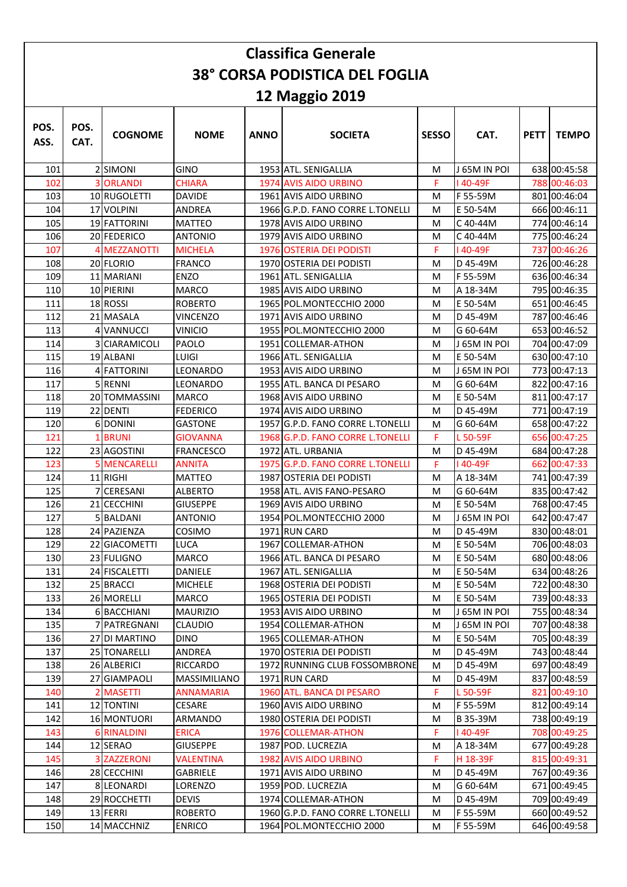# Classifica Generale

## 38° CORSA PODISTICA DEL FOGLIA

## 12 Maggio 2019

| POS. ASS. | POS. CAT. | COGNOME | NOME | ANNO | SOCIETA | SESSO | CAT. | PETT | TEMPO |
|---|---|---|---|---|---|---|---|---|---|
| 101 | 2 | SIMONI | GINO | 1953 | ATL. SENIGALLIA | M | J 65M IN POI | 638 | 00:45:58 |
| 102 | 3 | ORLANDI | CHIARA | 1974 | AVIS AIDO URBINO | F | I 40-49F | 788 | 00:46:03 |
| 103 | 10 | RUGOLETTI | DAVIDE | 1961 | AVIS AIDO URBINO | M | F 55-59M | 801 | 00:46:04 |
| 104 | 17 | VOLPINI | ANDREA | 1966 | G.P.D. FANO CORRE L.TONELLI | M | E 50-54M | 666 | 00:46:11 |
| 105 | 19 | FATTORINI | MATTEO | 1978 | AVIS AIDO URBINO | M | C 40-44M | 774 | 00:46:14 |
| 106 | 20 | FEDERICO | ANTONIO | 1979 | AVIS AIDO URBINO | M | C 40-44M | 775 | 00:46:24 |
| 107 | 4 | MEZZANOTTI | MICHELA | 1976 | OSTERIA DEI PODISTI | F | I 40-49F | 737 | 00:46:26 |
| 108 | 20 | FLORIO | FRANCO | 1970 | OSTERIA DEI PODISTI | M | D 45-49M | 726 | 00:46:28 |
| 109 | 11 | MARIANI | ENZO | 1961 | ATL. SENIGALLIA | M | F 55-59M | 636 | 00:46:34 |
| 110 | 10 | PIERINI | MARCO | 1985 | AVIS AIDO URBINO | M | A 18-34M | 795 | 00:46:35 |
| 111 | 18 | ROSSI | ROBERTO | 1965 | POL.MONTECCHIO 2000 | M | E 50-54M | 651 | 00:46:45 |
| 112 | 21 | MASALA | VINCENZO | 1971 | AVIS AIDO URBINO | M | D 45-49M | 787 | 00:46:46 |
| 113 | 4 | VANNUCCI | VINICIO | 1955 | POL.MONTECCHIO 2000 | M | G 60-64M | 653 | 00:46:52 |
| 114 | 3 | CIARAMICOLI | PAOLO | 1951 | COLLEMAR-ATHON | M | J 65M IN POI | 704 | 00:47:09 |
| 115 | 19 | ALBANI | LUIGI | 1966 | ATL. SENIGALLIA | M | E 50-54M | 630 | 00:47:10 |
| 116 | 4 | FATTORINI | LEONARDO | 1953 | AVIS AIDO URBINO | M | J 65M IN POI | 773 | 00:47:13 |
| 117 | 5 | RENNI | LEONARDO | 1955 | ATL. BANCA DI PESARO | M | G 60-64M | 822 | 00:47:16 |
| 118 | 20 | TOMMASSINI | MARCO | 1968 | AVIS AIDO URBINO | M | E 50-54M | 811 | 00:47:17 |
| 119 | 22 | DENTI | FEDERICO | 1974 | AVIS AIDO URBINO | M | D 45-49M | 771 | 00:47:19 |
| 120 | 6 | DONINI | GASTONE | 1957 | G.P.D. FANO CORRE L.TONELLI | M | G 60-64M | 658 | 00:47:22 |
| 121 | 1 | BRUNI | GIOVANNA | 1968 | G.P.D. FANO CORRE L.TONELLI | F | L 50-59F | 656 | 00:47:25 |
| 122 | 23 | AGOSTINI | FRANCESCO | 1972 | ATL. URBANIA | M | D 45-49M | 684 | 00:47:28 |
| 123 | 5 | MENCARELLI | ANNITA | 1975 | G.P.D. FANO CORRE L.TONELLI | F | I 40-49F | 662 | 00:47:33 |
| 124 | 11 | RIGHI | MATTEO | 1987 | OSTERIA DEI PODISTI | M | A 18-34M | 741 | 00:47:39 |
| 125 | 7 | CERESANI | ALBERTO | 1958 | ATL. AVIS FANO-PESARO | M | G 60-64M | 835 | 00:47:42 |
| 126 | 21 | CECCHINI | GIUSEPPE | 1969 | AVIS AIDO URBINO | M | E 50-54M | 768 | 00:47:45 |
| 127 | 5 | BALDANI | ANTONIO | 1954 | POL.MONTECCHIO 2000 | M | J 65M IN POI | 642 | 00:47:47 |
| 128 | 24 | PAZIENZA | COSIMO | 1971 | RUN CARD | M | D 45-49M | 830 | 00:48:01 |
| 129 | 22 | GIACOMETTI | LUCA | 1967 | COLLEMAR-ATHON | M | E 50-54M | 706 | 00:48:03 |
| 130 | 23 | FULIGNO | MARCO | 1966 | ATL. BANCA DI PESARO | M | E 50-54M | 680 | 00:48:06 |
| 131 | 24 | FISCALETTI | DANIELE | 1967 | ATL. SENIGALLIA | M | E 50-54M | 634 | 00:48:26 |
| 132 | 25 | BRACCI | MICHELE | 1968 | OSTERIA DEI PODISTI | M | E 50-54M | 722 | 00:48:30 |
| 133 | 26 | MORELLI | MARCO | 1965 | OSTERIA DEI PODISTI | M | E 50-54M | 739 | 00:48:33 |
| 134 | 6 | BACCHIANI | MAURIZIO | 1953 | AVIS AIDO URBINO | M | J 65M IN POI | 755 | 00:48:34 |
| 135 | 7 | PATREGNANI | CLAUDIO | 1954 | COLLEMAR-ATHON | M | J 65M IN POI | 707 | 00:48:38 |
| 136 | 27 | DI MARTINO | DINO | 1965 | COLLEMAR-ATHON | M | E 50-54M | 705 | 00:48:39 |
| 137 | 25 | TONARELLI | ANDREA | 1970 | OSTERIA DEI PODISTI | M | D 45-49M | 743 | 00:48:44 |
| 138 | 26 | ALBERICI | RICCARDO | 1972 | RUNNING CLUB FOSSOMBRONE | M | D 45-49M | 697 | 00:48:49 |
| 139 | 27 | GIAMPAOLI | MASSIMILIANO | 1971 | RUN CARD | M | D 45-49M | 837 | 00:48:59 |
| 140 | 2 | MASETTI | ANNAMARIA | 1960 | ATL. BANCA DI PESARO | F | L 50-59F | 821 | 00:49:10 |
| 141 | 12 | TONTINI | CESARE | 1960 | AVIS AIDO URBINO | M | F 55-59M | 812 | 00:49:14 |
| 142 | 16 | MONTUORI | ARMANDO | 1980 | OSTERIA DEI PODISTI | M | B 35-39M | 738 | 00:49:19 |
| 143 | 6 | RINALDINI | ERICA | 1976 | COLLEMAR-ATHON | F | I 40-49F | 708 | 00:49:25 |
| 144 | 12 | SERAO | GIUSEPPE | 1987 | POD. LUCREZIA | M | A 18-34M | 677 | 00:49:28 |
| 145 | 3 | ZAZZERONI | VALENTINA | 1982 | AVIS AIDO URBINO | F | H 18-39F | 815 | 00:49:31 |
| 146 | 28 | CECCHINI | GABRIELE | 1971 | AVIS AIDO URBINO | M | D 45-49M | 767 | 00:49:36 |
| 147 | 8 | LEONARDI | LORENZO | 1959 | POD. LUCREZIA | M | G 60-64M | 671 | 00:49:45 |
| 148 | 29 | ROCCHETTI | DEVIS | 1974 | COLLEMAR-ATHON | M | D 45-49M | 709 | 00:49:49 |
| 149 | 13 | FERRI | ROBERTO | 1960 | G.P.D. FANO CORRE L.TONELLI | M | F 55-59M | 660 | 00:49:52 |
| 150 | 14 | MACCHNIZ | ENRICO | 1964 | POL.MONTECCHIO 2000 | M | F 55-59M | 646 | 00:49:58 |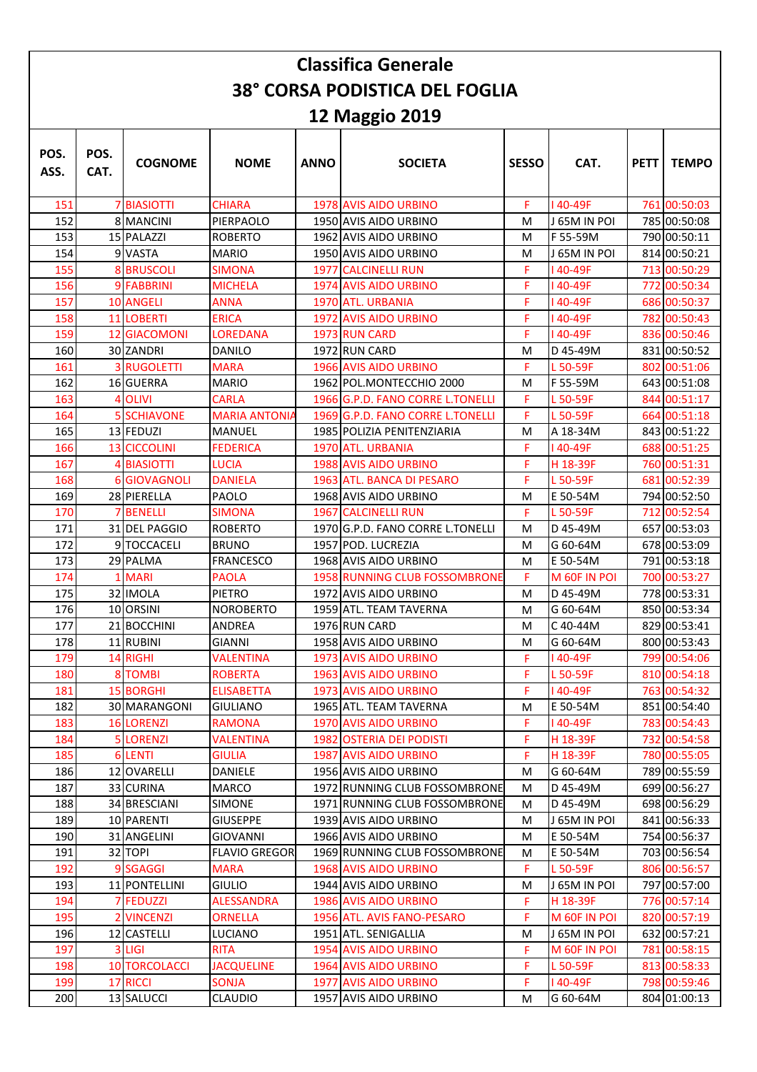# Classifica Generale

# 38° CORSA PODISTICA DEL FOGLIA

# 12 Maggio 2019

| POS. ASS. | POS. CAT. | COGNOME | NOME | ANNO | SOCIETA | SESSO | CAT. | PETT | TEMPO |
|---|---|---|---|---|---|---|---|---|---|
| 151 | 7 | BIASIOTTI | CHIARA | 1978 | AVIS AIDO URBINO | F | I 40-49F | 761 | 00:50:03 |
| 152 | 8 | MANCINI | PIERPAOLO | 1950 | AVIS AIDO URBINO | M | J 65M IN POI | 785 | 00:50:08 |
| 153 | 15 | PALAZZI | ROBERTO | 1962 | AVIS AIDO URBINO | M | F 55-59M | 790 | 00:50:11 |
| 154 | 9 | VASTA | MARIO | 1950 | AVIS AIDO URBINO | M | J 65M IN POI | 814 | 00:50:21 |
| 155 | 8 | BRUSCOLI | SIMONA | 1977 | CALCINELLI RUN | F | I 40-49F | 713 | 00:50:29 |
| 156 | 9 | FABBRINI | MICHELA | 1974 | AVIS AIDO URBINO | F | I 40-49F | 772 | 00:50:34 |
| 157 | 10 | ANGELI | ANNA | 1970 | ATL. URBANIA | F | I 40-49F | 686 | 00:50:37 |
| 158 | 11 | LOBERTI | ERICA | 1972 | AVIS AIDO URBINO | F | I 40-49F | 782 | 00:50:43 |
| 159 | 12 | GIACOMONI | LOREDANA | 1973 | RUN CARD | F | I 40-49F | 836 | 00:50:46 |
| 160 | 30 | ZANDRI | DANILO | 1972 | RUN CARD | M | D 45-49M | 831 | 00:50:52 |
| 161 | 3 | RUGOLETTI | MARA | 1966 | AVIS AIDO URBINO | F | L 50-59F | 802 | 00:51:06 |
| 162 | 16 | GUERRA | MARIO | 1962 | POL.MONTECCHIO 2000 | M | F 55-59M | 643 | 00:51:08 |
| 163 | 4 | OLIVI | CARLA | 1966 | G.P.D. FANO CORRE L.TONELLI | F | L 50-59F | 844 | 00:51:17 |
| 164 | 5 | SCHIAVONE | MARIA ANTONIA | 1969 | G.P.D. FANO CORRE L.TONELLI | F | L 50-59F | 664 | 00:51:18 |
| 165 | 13 | FEDUZI | MANUEL | 1985 | POLIZIA PENITENZIARIA | M | A 18-34M | 843 | 00:51:22 |
| 166 | 13 | CICCOLINI | FEDERICA | 1970 | ATL. URBANIA | F | I 40-49F | 688 | 00:51:25 |
| 167 | 4 | BIASIOTTI | LUCIA | 1988 | AVIS AIDO URBINO | F | H 18-39F | 760 | 00:51:31 |
| 168 | 6 | GIOVAGNOLI | DANIELA | 1963 | ATL. BANCA DI PESARO | F | L 50-59F | 681 | 00:52:39 |
| 169 | 28 | PIERELLA | PAOLO | 1968 | AVIS AIDO URBINO | M | E 50-54M | 794 | 00:52:50 |
| 170 | 7 | BENELLI | SIMONA | 1967 | CALCINELLI RUN | F | L 50-59F | 712 | 00:52:54 |
| 171 | 31 | DEL PAGGIO | ROBERTO | 1970 | G.P.D. FANO CORRE L.TONELLI | M | D 45-49M | 657 | 00:53:03 |
| 172 | 9 | TOCCACELI | BRUNO | 1957 | POD. LUCREZIA | M | G 60-64M | 678 | 00:53:09 |
| 173 | 29 | PALMA | FRANCESCO | 1968 | AVIS AIDO URBINO | M | E 50-54M | 791 | 00:53:18 |
| 174 | 1 | MARI | PAOLA | 1958 | RUNNING CLUB FOSSOMBRONE | F | M 60F IN POI | 700 | 00:53:27 |
| 175 | 32 | IMOLA | PIETRO | 1972 | AVIS AIDO URBINO | M | D 45-49M | 778 | 00:53:31 |
| 176 | 10 | ORSINI | NOROBERTO | 1959 | ATL. TEAM TAVERNA | M | G 60-64M | 850 | 00:53:34 |
| 177 | 21 | BOCCHINI | ANDREA | 1976 | RUN CARD | M | C 40-44M | 829 | 00:53:41 |
| 178 | 11 | RUBINI | GIANNI | 1958 | AVIS AIDO URBINO | M | G 60-64M | 800 | 00:53:43 |
| 179 | 14 | RIGHI | VALENTINA | 1973 | AVIS AIDO URBINO | F | I 40-49F | 799 | 00:54:06 |
| 180 | 8 | TOMBI | ROBERTA | 1963 | AVIS AIDO URBINO | F | L 50-59F | 810 | 00:54:18 |
| 181 | 15 | BORGHI | ELISABETTA | 1973 | AVIS AIDO URBINO | F | I 40-49F | 763 | 00:54:32 |
| 182 | 30 | MARANGONI | GIULIANO | 1965 | ATL. TEAM TAVERNA | M | E 50-54M | 851 | 00:54:40 |
| 183 | 16 | LORENZI | RAMONA | 1970 | AVIS AIDO URBINO | F | I 40-49F | 783 | 00:54:43 |
| 184 | 5 | LORENZI | VALENTINA | 1982 | OSTERIA DEI PODISTI | F | H 18-39F | 732 | 00:54:58 |
| 185 | 6 | LENTI | GIULIA | 1987 | AVIS AIDO URBINO | F | H 18-39F | 780 | 00:55:05 |
| 186 | 12 | OVARELLI | DANIELE | 1956 | AVIS AIDO URBINO | M | G 60-64M | 789 | 00:55:59 |
| 187 | 33 | CURINA | MARCO | 1972 | RUNNING CLUB FOSSOMBRONE | M | D 45-49M | 699 | 00:56:27 |
| 188 | 34 | BRESCIANI | SIMONE | 1971 | RUNNING CLUB FOSSOMBRONE | M | D 45-49M | 698 | 00:56:29 |
| 189 | 10 | PARENTI | GIUSEPPE | 1939 | AVIS AIDO URBINO | M | J 65M IN POI | 841 | 00:56:33 |
| 190 | 31 | ANGELINI | GIOVANNI | 1966 | AVIS AIDO URBINO | M | E 50-54M | 754 | 00:56:37 |
| 191 | 32 | TOPI | FLAVIO GREGOR | 1969 | RUNNING CLUB FOSSOMBRONE | M | E 50-54M | 703 | 00:56:54 |
| 192 | 9 | SGAGGI | MARA | 1968 | AVIS AIDO URBINO | F | L 50-59F | 806 | 00:56:57 |
| 193 | 11 | PONTELLINI | GIULIO | 1944 | AVIS AIDO URBINO | M | J 65M IN POI | 797 | 00:57:00 |
| 194 | 7 | FEDUZZI | ALESSANDRA | 1986 | AVIS AIDO URBINO | F | H 18-39F | 776 | 00:57:14 |
| 195 | 2 | VINCENZI | ORNELLA | 1956 | ATL. AVIS FANO-PESARO | F | M 60F IN POI | 820 | 00:57:19 |
| 196 | 12 | CASTELLI | LUCIANO | 1951 | ATL. SENIGALLIA | M | J 65M IN POI | 632 | 00:57:21 |
| 197 | 3 | LIGI | RITA | 1954 | AVIS AIDO URBINO | F | M 60F IN POI | 781 | 00:58:15 |
| 198 | 10 | TORCOLACCI | JACQUELINE | 1964 | AVIS AIDO URBINO | F | L 50-59F | 813 | 00:58:33 |
| 199 | 17 | RICCI | SONJA | 1977 | AVIS AIDO URBINO | F | I 40-49F | 798 | 00:59:46 |
| 200 | 13 | SALUCCI | CLAUDIO | 1957 | AVIS AIDO URBINO | M | G 60-64M | 804 | 01:00:13 |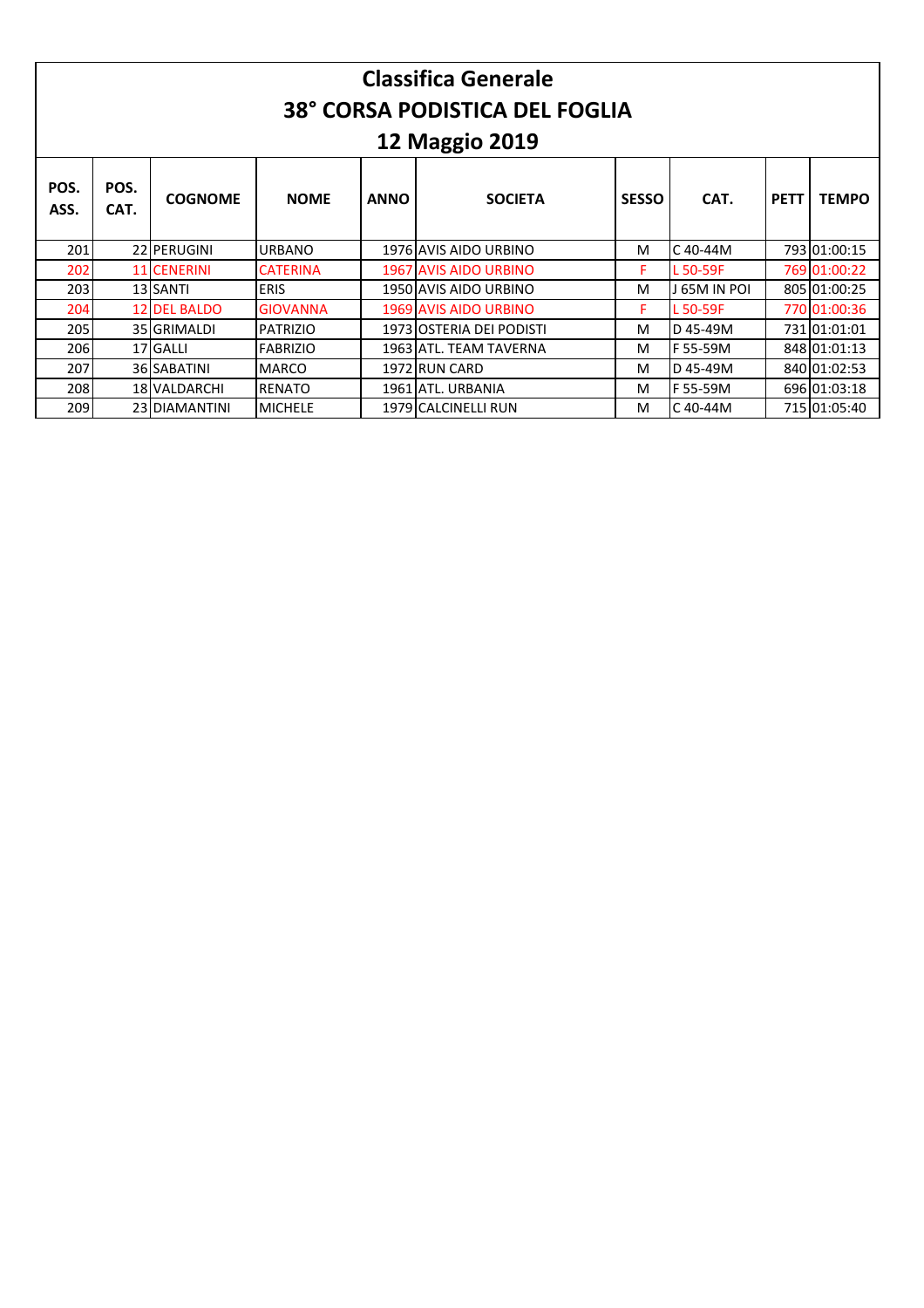# Classifica Generale

# 38° CORSA PODISTICA DEL FOGLIA

# 12 Maggio 2019

| POS. ASS. | POS. CAT. | COGNOME | NOME | ANNO | SOCIETA | SESSO | CAT. | PETT | TEMPO |
|---|---|---|---|---|---|---|---|---|---|
| 201 | 22 | PERUGINI | URBANO | 1976 | AVIS AIDO URBINO | M | C 40-44M | 793 | 01:00:15 |
| 202 | 11 | CENERINI | CATERINA | 1967 | AVIS AIDO URBINO | F | L 50-59F | 769 | 01:00:22 |
| 203 | 13 | SANTI | ERIS | 1950 | AVIS AIDO URBINO | M | J 65M IN POI | 805 | 01:00:25 |
| 204 | 12 | DEL BALDO | GIOVANNA | 1969 | AVIS AIDO URBINO | F | L 50-59F | 770 | 01:00:36 |
| 205 | 35 | GRIMALDI | PATRIZIO | 1973 | OSTERIA DEI PODISTI | M | D 45-49M | 731 | 01:01:01 |
| 206 | 17 | GALLI | FABRIZIO | 1963 | ATL. TEAM TAVERNA | M | F 55-59M | 848 | 01:01:13 |
| 207 | 36 | SABATINI | MARCO | 1972 | RUN CARD | M | D 45-49M | 840 | 01:02:53 |
| 208 | 18 | VALDARCHI | RENATO | 1961 | ATL. URBANIA | M | F 55-59M | 696 | 01:03:18 |
| 209 | 23 | DIAMANTINI | MICHELE | 1979 | CALCINELLI RUN | M | C 40-44M | 715 | 01:05:40 |